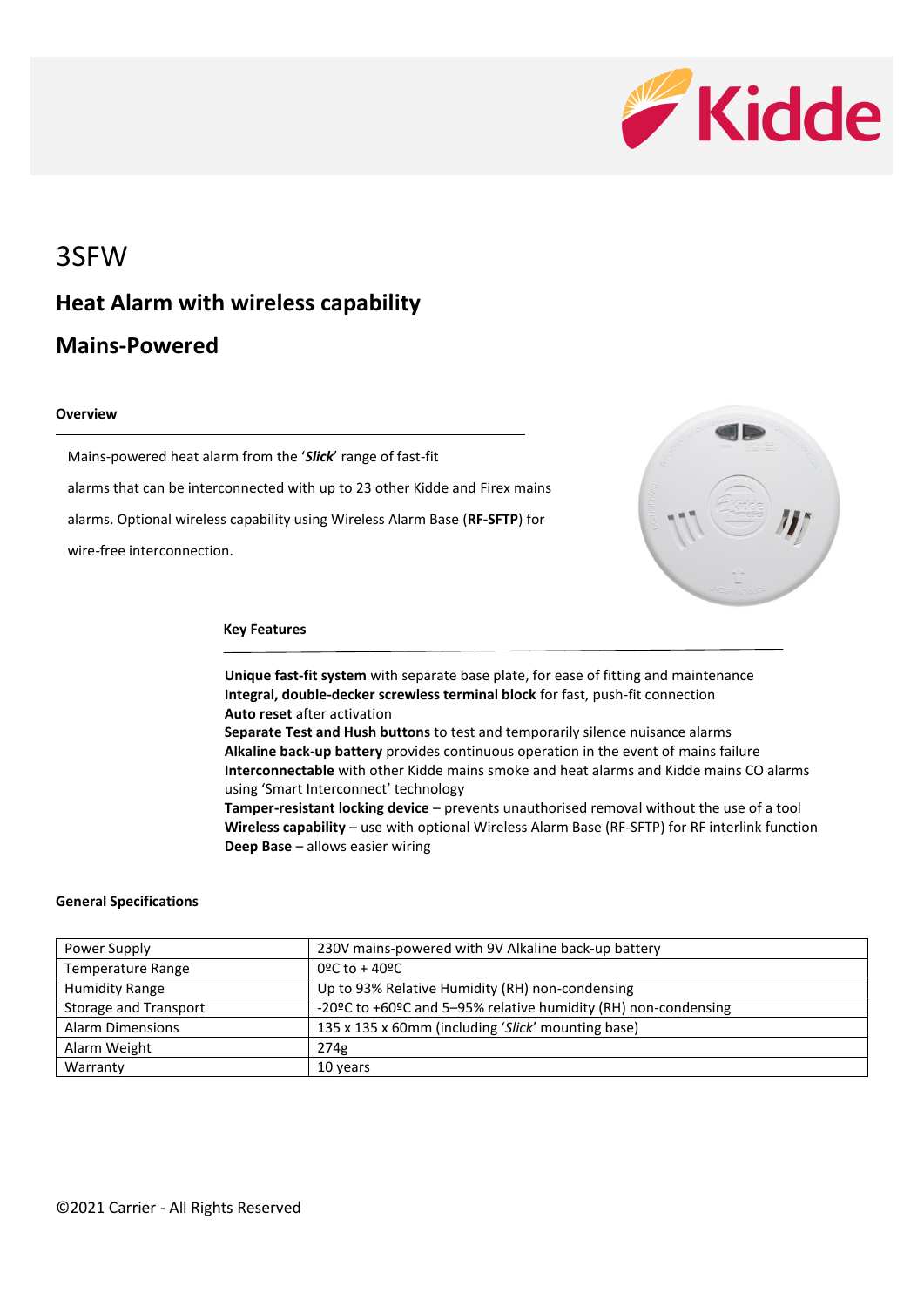# 3SFW

## Heat Alarm with wireless capability

## Mains-Powered

### Overview

Mains-powered heat alarm from the '***Slick***' range of fast-fit alarms that can be interconnected with up to 23 other Kidde and Firex mains alarms. Optional wireless capability using Wireless Alarm Base (**RF-SFTP**) for wire-free interconnection.

### Key Features

**Unique fast-fit system** with separate base plate, for ease of fitting and maintenance
**Integral, double-decker screwless terminal block** for fast, push-fit connection
**Auto reset** after activation
**Separate Test and Hush buttons** to test and temporarily silence nuisance alarms
**Alkaline back-up battery** provides continuous operation in the event of mains failure
**Interconnectable** with other Kidde mains smoke and heat alarms and Kidde mains CO alarms using 'Smart Interconnect' technology
**Tamper-resistant locking device** – prevents unauthorised removal without the use of a tool
**Wireless capability** – use with optional Wireless Alarm Base (RF-SFTP) for RF interlink function
**Deep Base** – allows easier wiring

### General Specifications

| | |
|---|---|
| Power Supply | 230V mains-powered with 9V Alkaline back-up battery |
| Temperature Range | 0ºC to + 40ºC |
| Humidity Range | Up to 93% Relative Humidity (RH) non-condensing |
| Storage and Transport | -20ºC to +60ºC and 5–95% relative humidity (RH) non-condensing |
| Alarm Dimensions | 135 x 135 x 60mm (including '*Slick*' mounting base) |
| Alarm Weight | 274g |
| Warranty | 10 years |

©2021 Carrier - All Rights Reserved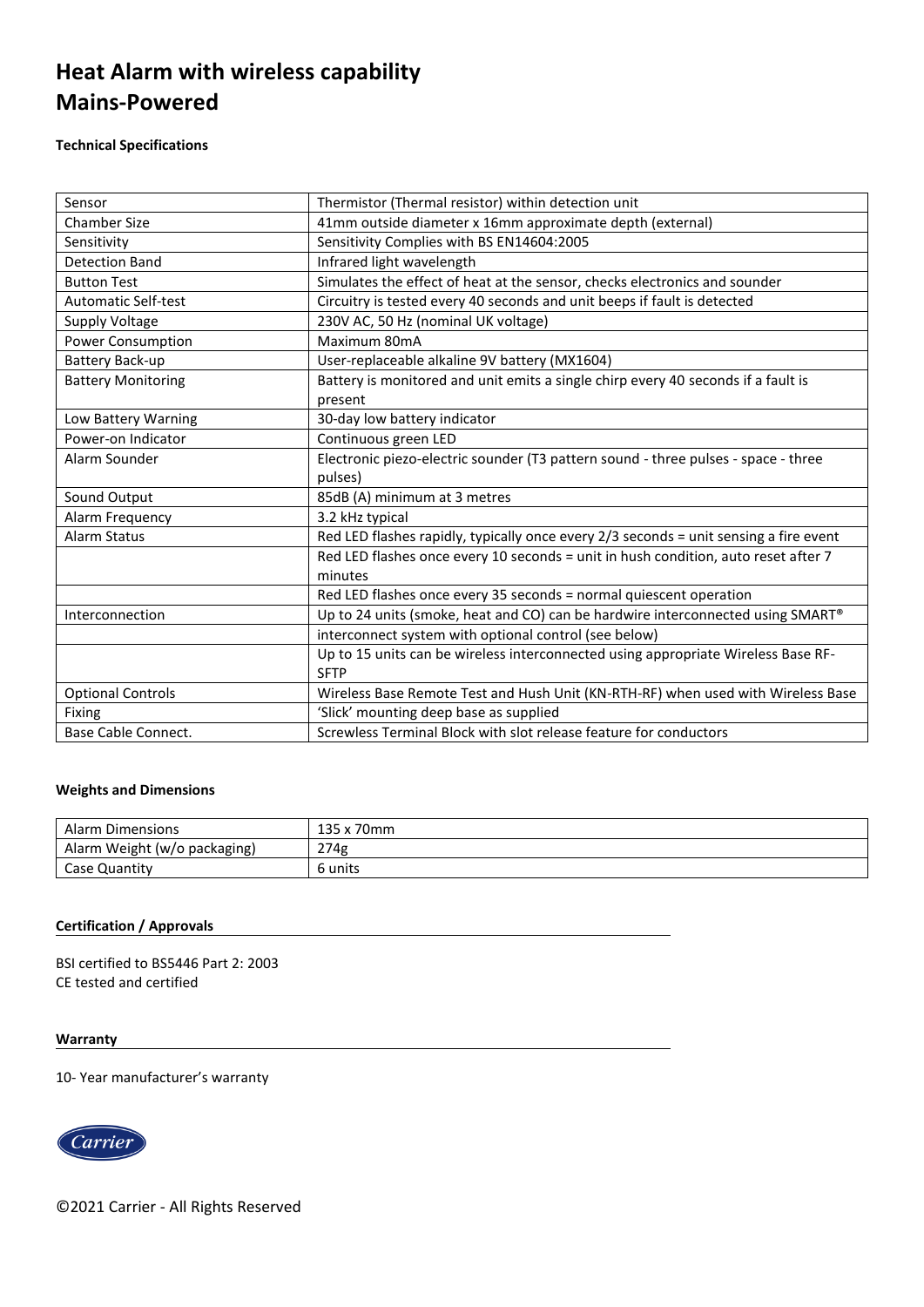# Heat Alarm with wireless capability
# Mains-Powered

**Technical Specifications**

| | |
|---|---|
| Sensor | Thermistor (Thermal resistor) within detection unit |
| Chamber Size | 41mm outside diameter x 16mm approximate depth (external) |
| Sensitivity | Sensitivity Complies with BS EN14604:2005 |
| Detection Band | Infrared light wavelength |
| Button Test | Simulates the effect of heat at the sensor, checks electronics and sounder |
| Automatic Self-test | Circuitry is tested every 40 seconds and unit beeps if fault is detected |
| Supply Voltage | 230V AC, 50 Hz (nominal UK voltage) |
| Power Consumption | Maximum 80mA |
| Battery Back-up | User-replaceable alkaline 9V battery (MX1604) |
| Battery Monitoring | Battery is monitored and unit emits a single chirp every 40 seconds if a fault is present |
| Low Battery Warning | 30-day low battery indicator |
| Power-on Indicator | Continuous green LED |
| Alarm Sounder | Electronic piezo-electric sounder (T3 pattern sound - three pulses - space - three pulses) |
| Sound Output | 85dB (A) minimum at 3 metres |
| Alarm Frequency | 3.2 kHz typical |
| Alarm Status | Red LED flashes rapidly, typically once every 2/3 seconds = unit sensing a fire event |
| | Red LED flashes once every 10 seconds = unit in hush condition, auto reset after 7 minutes |
| | Red LED flashes once every 35 seconds = normal quiescent operation |
| Interconnection | Up to 24 units (smoke, heat and CO) can be hardwire interconnected using SMART® |
| | interconnect system with optional control (see below) |
| | Up to 15 units can be wireless interconnected using appropriate Wireless Base RF-SFTP |
| Optional Controls | Wireless Base Remote Test and Hush Unit (KN-RTH-RF) when used with Wireless Base |
| Fixing | 'Slick' mounting deep base as supplied |
| Base Cable Connect. | Screwless Terminal Block with slot release feature for conductors |

**Weights and Dimensions**

| | |
|---|---|
| Alarm Dimensions | 135 x 70mm |
| Alarm Weight (w/o packaging) | 274g |
| Case Quantity | 6 units |

**Certification / Approvals**

BSI certified to BS5446 Part 2: 2003
CE tested and certified

**Warranty**

10- Year manufacturer's warranty

Carrier

©2021 Carrier - All Rights Reserved